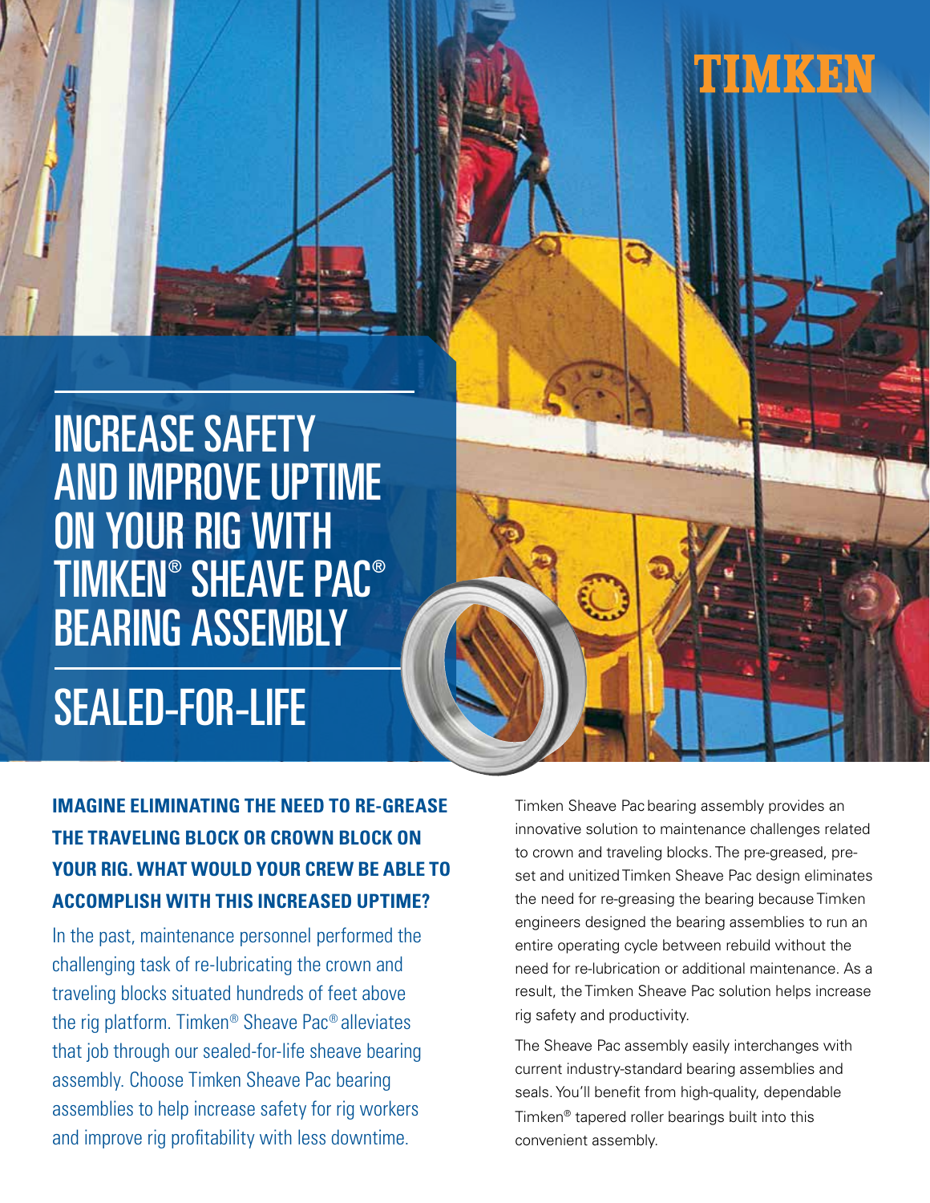TIMKEN

# INCREASE SAFETY AND IMPROVE UPTIME ON YOUR RIG WITH TIMKEN® SHEAVE PAC® BEARING ASSEMBLY

## SEALED-FOR-LIFE

**IMAGINE ELIMINATING THE NEED TO RE-GREASE THE TRAVELING BLOCK OR CROWN BLOCK ON YOUR RIG. WHAT WOULD YOUR CREW BE ABLE TO ACCOMPLISH WITH THIS INCREASED UPTIME?**

In the past, maintenance personnel performed the challenging task of re-lubricating the crown and traveling blocks situated hundreds of feet above the rig platform. Timken® Sheave Pac® alleviates that job through our sealed-for-life sheave bearing assembly. Choose Timken Sheave Pac bearing assemblies to help increase safety for rig workers and improve rig profitability with less downtime.

Timken Sheave Pac bearing assembly provides an innovative solution to maintenance challenges related to crown and traveling blocks. The pre-greased, pre-set and unitized Timken Sheave Pac design eliminates the need for re-greasing the bearing because Timken engineers designed the bearing assemblies to run an entire operating cycle between rebuild without the need for re-lubrication or additional maintenance. As a result, the Timken Sheave Pac solution helps increase rig safety and productivity.

The Sheave Pac assembly easily interchanges with current industry-standard bearing assemblies and seals. You'll benefit from high-quality, dependable Timken® tapered roller bearings built into this convenient assembly.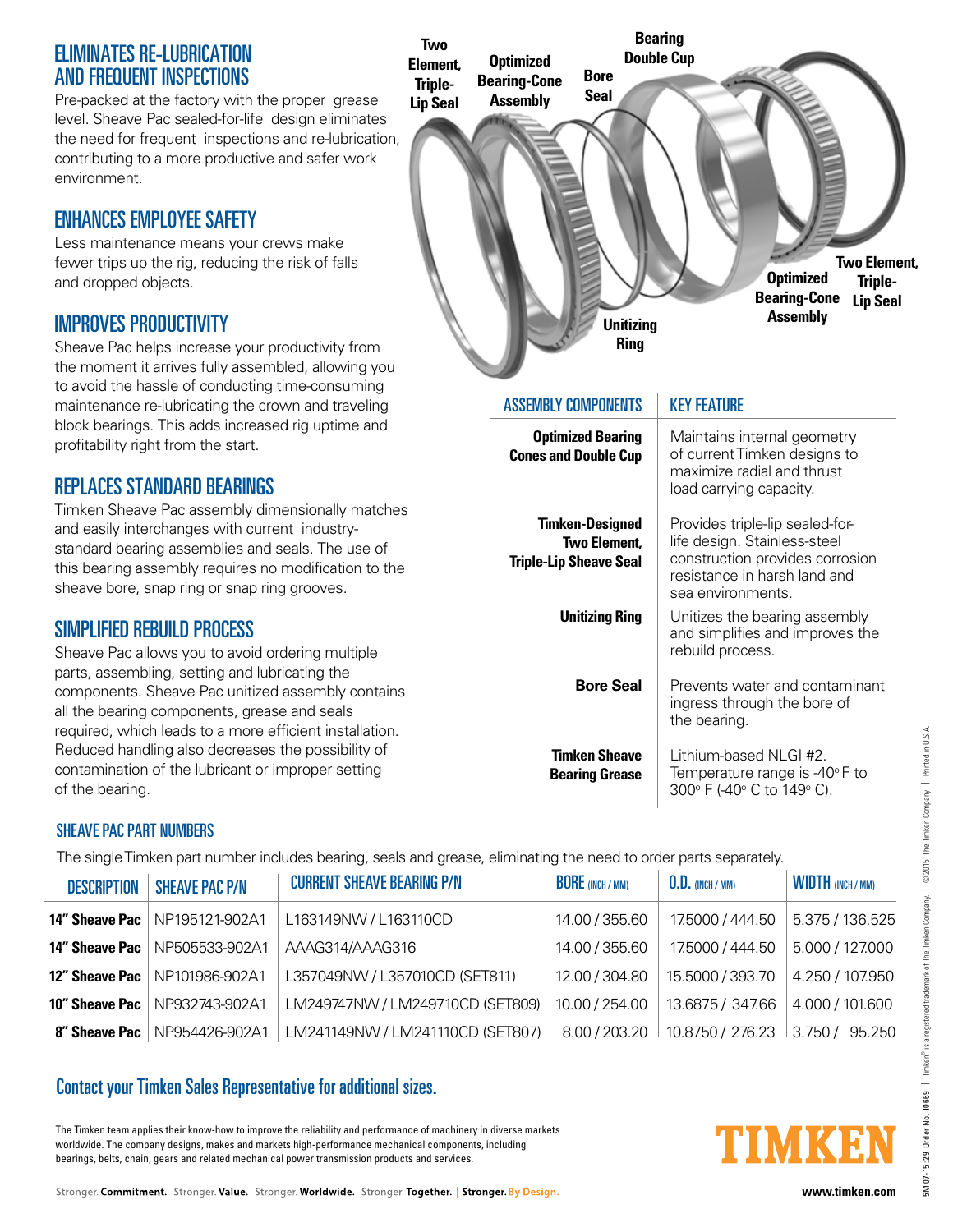## ELIMINATES RE-LUBRICATION AND FREQUENT INSPECTIONS

Pre-packed at the factory with the proper grease level. Sheave Pac sealed-for-life design eliminates the need for frequent inspections and re-lubrication, contributing to a more productive and safer work environment.

## ENHANCES EMPLOYEE SAFETY

Less maintenance means your crews make fewer trips up the rig, reducing the risk of falls and dropped objects.

## IMPROVES PRODUCTIVITY

Sheave Pac helps increase your productivity from the moment it arrives fully assembled, allowing you to avoid the hassle of conducting time-consuming maintenance re-lubricating the crown and traveling block bearings. This adds increased rig uptime and profitability right from the start.

## REPLACES STANDARD BEARINGS

Timken Sheave Pac assembly dimensionally matches and easily interchanges with current industry-standard bearing assemblies and seals. The use of this bearing assembly requires no modification to the sheave bore, snap ring or snap ring grooves.

## SIMPLIFIED REBUILD PROCESS

Sheave Pac allows you to avoid ordering multiple parts, assembling, setting and lubricating the components. Sheave Pac unitized assembly contains all the bearing components, grease and seals required, which leads to a more efficient installation. Reduced handling also decreases the possibility of contamination of the lubricant or improper setting of the bearing.

Two Element, Triple-Lip Seal
Optimized Bearing-Cone Assembly
Bore Seal
Bearing Double Cup
Unitizing Ring
Optimized Bearing-Cone Assembly
Two Element, Triple-Lip Seal

| ASSEMBLY COMPONENTS | KEY FEATURE |
|---|---|
| **Optimized Bearing Cones and Double Cup** | Maintains internal geometry of current Timken designs to maximize radial and thrust load carrying capacity. |
| **Timken-Designed Two Element, Triple-Lip Sheave Seal** | Provides triple-lip sealed-for-life design. Stainless-steel construction provides corrosion resistance in harsh land and sea environments. |
| **Unitizing Ring** | Unitizes the bearing assembly and simplifies and improves the rebuild process. |
| **Bore Seal** | Prevents water and contaminant ingress through the bore of the bearing. |
| **Timken Sheave Bearing Grease** | Lithium-based NLGI #2. Temperature range is -40° F to 300° F (-40° C to 149° C). |

## SHEAVE PAC PART NUMBERS

The single Timken part number includes bearing, seals and grease, eliminating the need to order parts separately.

| DESCRIPTION | SHEAVE PAC P/N | CURRENT SHEAVE BEARING P/N | BORE (INCH / MM) | O.D. (INCH / MM) | WIDTH (INCH / MM) |
|---|---|---|---|---|---|
| **14" Sheave Pac** | NP195121-902A1 | L163149NW / L163110CD | 14.00 / 355.60 | 17.5000 / 444.50 | 5.375 / 136.525 |
| **14" Sheave Pac** | NP505533-902A1 | AAAG314/AAAG316 | 14.00 / 355.60 | 17.5000 / 444.50 | 5.000 / 127.000 |
| **12" Sheave Pac** | NP101986-902A1 | L357049NW / L357010CD (SET811) | 12.00 / 304.80 | 15.5000 / 393.70 | 4.250 / 107.950 |
| **10" Sheave Pac** | NP932743-902A1 | LM249747NW / LM249710CD (SET809) | 10.00 / 254.00 | 13.6875 / 347.66 | 4.000 / 101.600 |
| **8" Sheave Pac** | NP954426-902A1 | LM241149NW / LM241110CD (SET807) | 8.00 / 203.20 | 10.8750 / 276.23 | 3.750 / 95.250 |

**Contact your Timken Sales Representative for additional sizes.**

The Timken team applies their know-how to improve the reliability and performance of machinery in diverse markets worldwide. The company designs, makes and markets high-performance mechanical components, including bearings, belts, chain, gears and related mechanical power transmission products and services.

TIMKEN

Stronger. **Commitment.** Stronger. **Value.** Stronger. **Worldwide.** Stronger. **Together.** | **Stronger. By Design.**

www.timken.com

5M 07-15-29 Order No. 10669 | Timken® is a registered trademark of The Timken Company. | © 2015 The Timken Company | Printed in U.S.A.